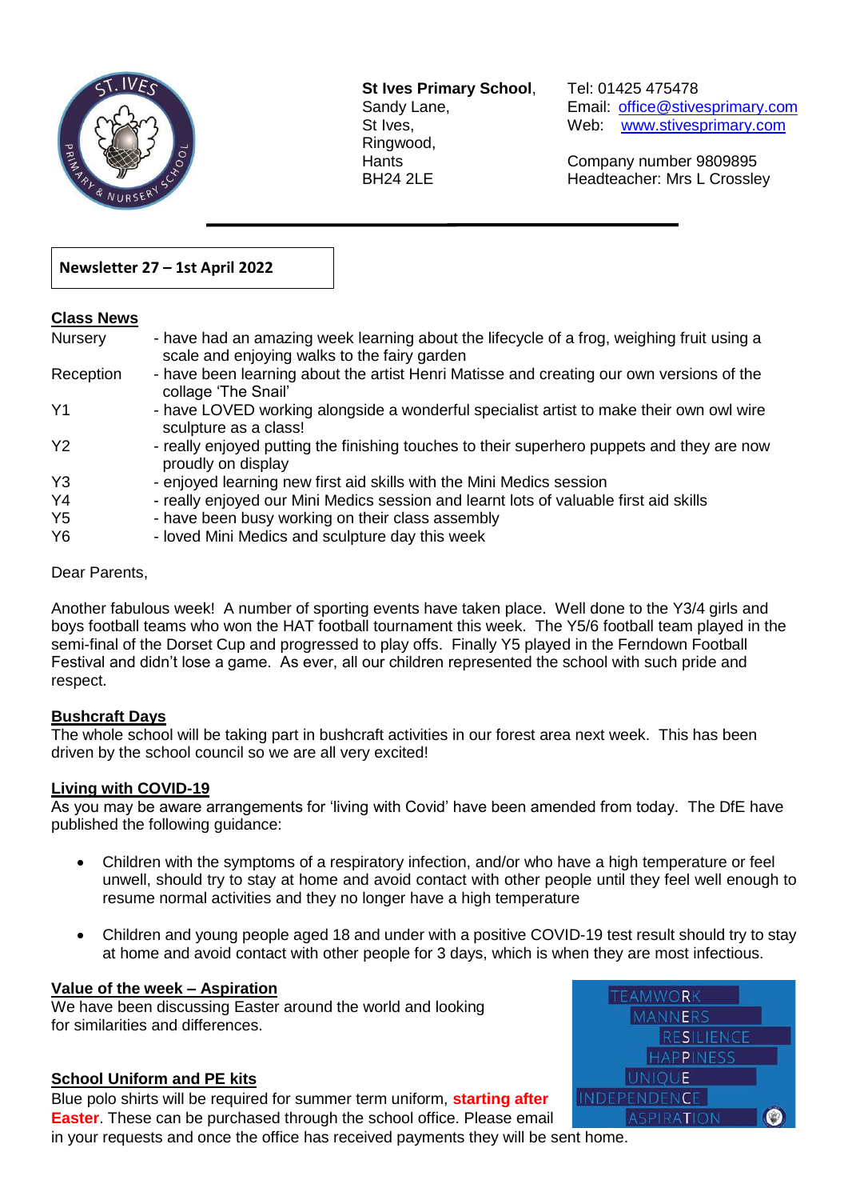**St Ives Primary School**,
Sandy Lane,
St Ives,
Ringwood,
Hants
BH24 2LE

Tel: 01425 475478
Email: office@stivesprimary.com
Web: www.stivesprimary.com

Company number 9809895
Headteacher: Mrs L Crossley

**Newsletter 27 – 1st April 2022**

## Class News

| | |
|---|---|
| Nursery | - have had an amazing week learning about the lifecycle of a frog, weighing fruit using a scale and enjoying walks to the fairy garden |
| Reception | - have been learning about the artist Henri Matisse and creating our own versions of the collage 'The Snail' |
| Y1 | - have LOVED working alongside a wonderful specialist artist to make their own owl wire sculpture as a class! |
| Y2 | - really enjoyed putting the finishing touches to their superhero puppets and they are now proudly on display |
| Y3 | - enjoyed learning new first aid skills with the Mini Medics session |
| Y4 | - really enjoyed our Mini Medics session and learnt lots of valuable first aid skills |
| Y5 | - have been busy working on their class assembly |
| Y6 | - loved Mini Medics and sculpture day this week |

Dear Parents,

Another fabulous week! A number of sporting events have taken place. Well done to the Y3/4 girls and boys football teams who won the HAT football tournament this week. The Y5/6 football team played in the semi-final of the Dorset Cup and progressed to play offs. Finally Y5 played in the Ferndown Football Festival and didn't lose a game. As ever, all our children represented the school with such pride and respect.

## Bushcraft Days

The whole school will be taking part in bushcraft activities in our forest area next week. This has been driven by the school council so we are all very excited!

## Living with COVID-19

As you may be aware arrangements for 'living with Covid' have been amended from today. The DfE have published the following guidance:

- Children with the symptoms of a respiratory infection, and/or who have a high temperature or feel unwell, should try to stay at home and avoid contact with other people until they feel well enough to resume normal activities and they no longer have a high temperature
- Children and young people aged 18 and under with a positive COVID-19 test result should try to stay at home and avoid contact with other people for 3 days, which is when they are most infectious.

## Value of the week – Aspiration

We have been discussing Easter around the world and looking for similarities and differences.

TEAMWORK
MANNERS
RESILIENCE
HAPPINESS
UNIQUE
INDEPENDENCE
ASPIRATION

## School Uniform and PE kits

Blue polo shirts will be required for summer term uniform, **starting after Easter**. These can be purchased through the school office. Please email in your requests and once the office has received payments they will be sent home.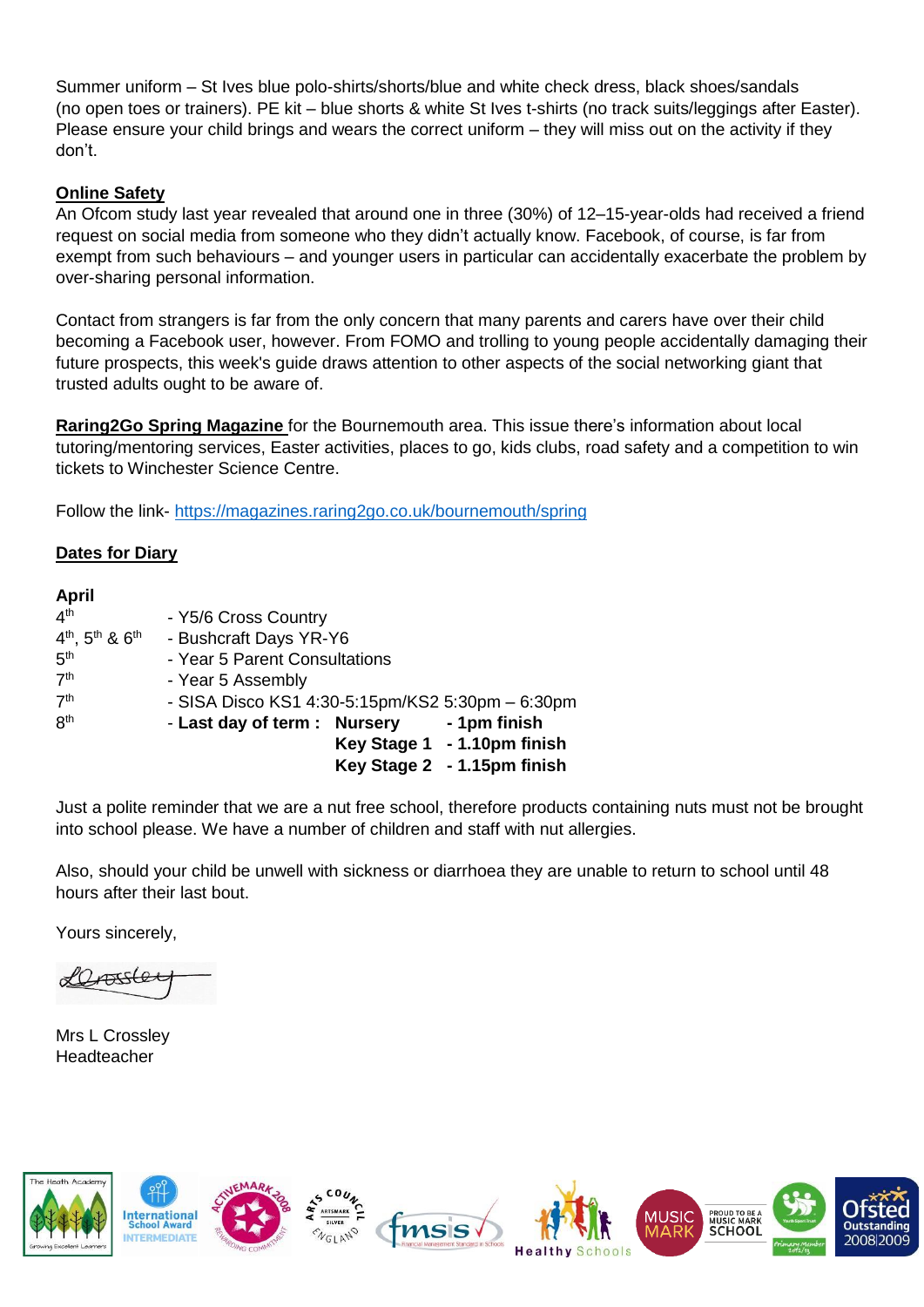Summer uniform – St Ives blue polo-shirts/shorts/blue and white check dress, black shoes/sandals (no open toes or trainers). PE kit – blue shorts & white St Ives t-shirts (no track suits/leggings after Easter). Please ensure your child brings and wears the correct uniform – they will miss out on the activity if they don't.

**Online Safety**

An Ofcom study last year revealed that around one in three (30%) of 12–15-year-olds had received a friend request on social media from someone who they didn't actually know. Facebook, of course, is far from exempt from such behaviours – and younger users in particular can accidentally exacerbate the problem by over-sharing personal information.

Contact from strangers is far from the only concern that many parents and carers have over their child becoming a Facebook user, however. From FOMO and trolling to young people accidentally damaging their future prospects, this week's guide draws attention to other aspects of the social networking giant that trusted adults ought to be aware of.

**Raring2Go Spring Magazine** for the Bournemouth area. This issue there's information about local tutoring/mentoring services, Easter activities, places to go, kids clubs, road safety and a competition to win tickets to Winchester Science Centre.

Follow the link- https://magazines.raring2go.co.uk/bournemouth/spring

**Dates for Diary**

**April**

| | |
|---|---|
| 4th | - Y5/6 Cross Country |
| 4th, 5th & 6th | - Bushcraft Days YR-Y6 |
| 5th | - Year 5 Parent Consultations |
| 7th | - Year 5 Assembly |
| 7th | - SISA Disco KS1 4:30-5:15pm/KS2 5:30pm – 6:30pm |
| 8th | - **Last day of term : Nursery - 1pm finish** |
| | **Key Stage 1 - 1.10pm finish** |
| | **Key Stage 2 - 1.15pm finish** |

Just a polite reminder that we are a nut free school, therefore products containing nuts must not be brought into school please. We have a number of children and staff with nut allergies.

Also, should your child be unwell with sickness or diarrhoea they are unable to return to school until 48 hours after their last bout.

Yours sincerely,

Mrs L Crossley
Headteacher